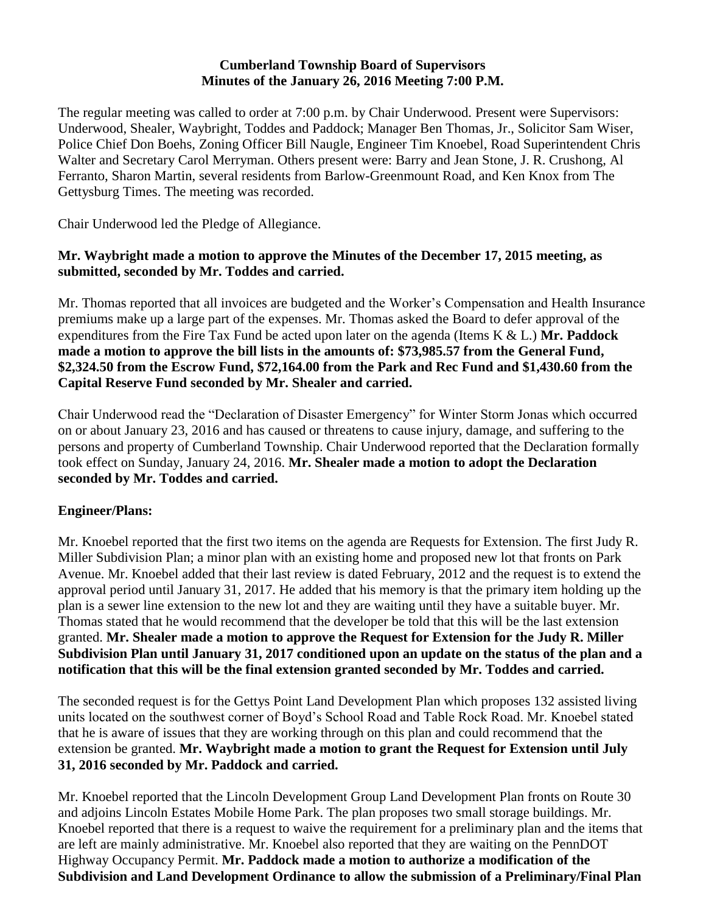**Cumberland Township Board of Supervisors**
**Minutes of the January 26, 2016 Meeting 7:00 P.M.**

The regular meeting was called to order at 7:00 p.m. by Chair Underwood. Present were Supervisors: Underwood, Shealer, Waybright, Toddes and Paddock; Manager Ben Thomas, Jr., Solicitor Sam Wiser, Police Chief Don Boehs, Zoning Officer Bill Naugle, Engineer Tim Knoebel, Road Superintendent Chris Walter and Secretary Carol Merryman. Others present were: Barry and Jean Stone, J. R. Crushong, Al Ferranto, Sharon Martin, several residents from Barlow-Greenmount Road, and Ken Knox from The Gettysburg Times. The meeting was recorded.

Chair Underwood led the Pledge of Allegiance.

**Mr. Waybright made a motion to approve the Minutes of the December 17, 2015 meeting, as submitted, seconded by Mr. Toddes and carried.**

Mr. Thomas reported that all invoices are budgeted and the Worker's Compensation and Health Insurance premiums make up a large part of the expenses. Mr. Thomas asked the Board to defer approval of the expenditures from the Fire Tax Fund be acted upon later on the agenda (Items K & L.) **Mr. Paddock made a motion to approve the bill lists in the amounts of: $73,985.57 from the General Fund, $2,324.50 from the Escrow Fund, $72,164.00 from the Park and Rec Fund and $1,430.60 from the Capital Reserve Fund seconded by Mr. Shealer and carried.**

Chair Underwood read the "Declaration of Disaster Emergency" for Winter Storm Jonas which occurred on or about January 23, 2016 and has caused or threatens to cause injury, damage, and suffering to the persons and property of Cumberland Township. Chair Underwood reported that the Declaration formally took effect on Sunday, January 24, 2016. **Mr. Shealer made a motion to adopt the Declaration seconded by Mr. Toddes and carried.**

**Engineer/Plans:**

Mr. Knoebel reported that the first two items on the agenda are Requests for Extension. The first Judy R. Miller Subdivision Plan; a minor plan with an existing home and proposed new lot that fronts on Park Avenue. Mr. Knoebel added that their last review is dated February, 2012 and the request is to extend the approval period until January 31, 2017. He added that his memory is that the primary item holding up the plan is a sewer line extension to the new lot and they are waiting until they have a suitable buyer. Mr. Thomas stated that he would recommend that the developer be told that this will be the last extension granted. **Mr. Shealer made a motion to approve the Request for Extension for the Judy R. Miller Subdivision Plan until January 31, 2017 conditioned upon an update on the status of the plan and a notification that this will be the final extension granted seconded by Mr. Toddes and carried.**

The seconded request is for the Gettys Point Land Development Plan which proposes 132 assisted living units located on the southwest corner of Boyd's School Road and Table Rock Road. Mr. Knoebel stated that he is aware of issues that they are working through on this plan and could recommend that the extension be granted. **Mr. Waybright made a motion to grant the Request for Extension until July 31, 2016 seconded by Mr. Paddock and carried.**

Mr. Knoebel reported that the Lincoln Development Group Land Development Plan fronts on Route 30 and adjoins Lincoln Estates Mobile Home Park. The plan proposes two small storage buildings. Mr. Knoebel reported that there is a request to waive the requirement for a preliminary plan and the items that are left are mainly administrative. Mr. Knoebel also reported that they are waiting on the PennDOT Highway Occupancy Permit. **Mr. Paddock made a motion to authorize a modification of the Subdivision and Land Development Ordinance to allow the submission of a Preliminary/Final Plan**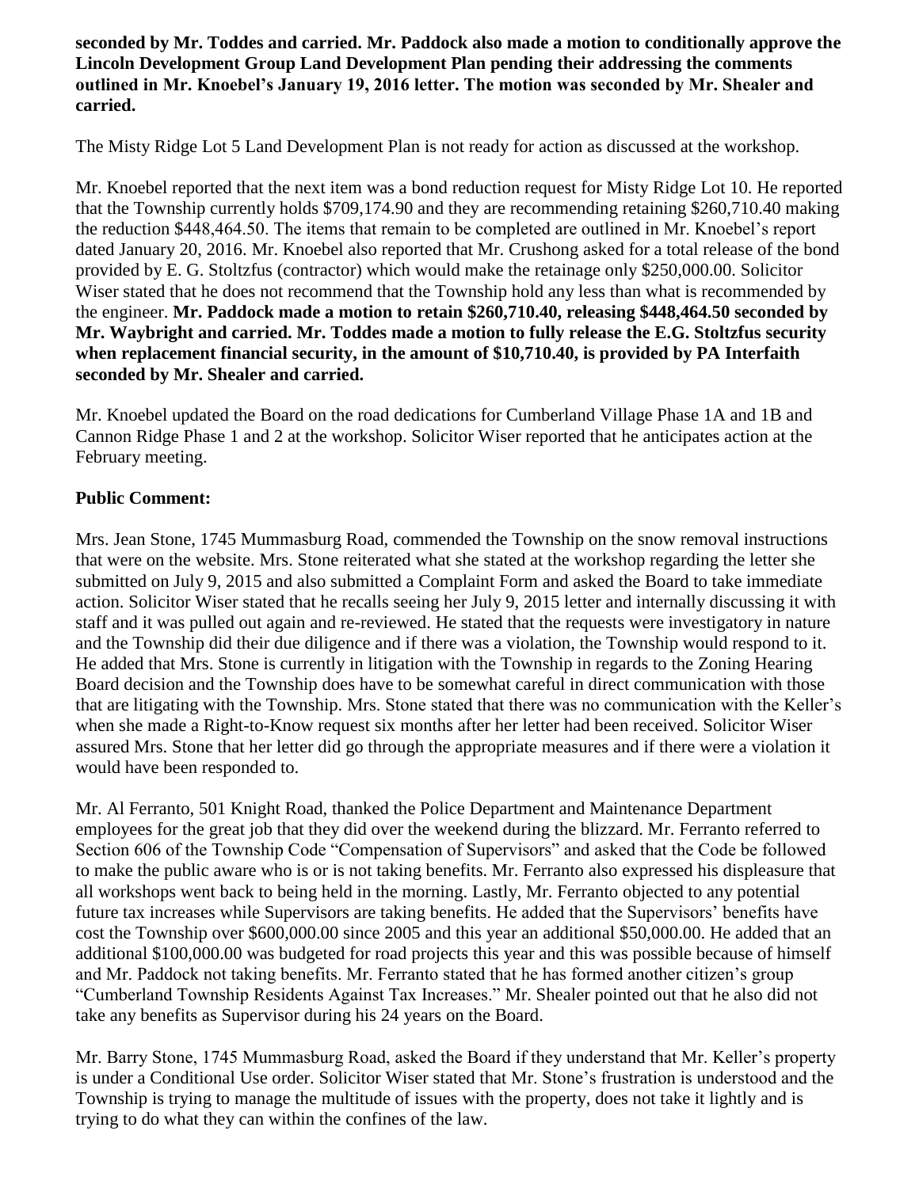**seconded by Mr. Toddes and carried. Mr. Paddock also made a motion to conditionally approve the Lincoln Development Group Land Development Plan pending their addressing the comments outlined in Mr. Knoebel's January 19, 2016 letter. The motion was seconded by Mr. Shealer and carried.**

The Misty Ridge Lot 5 Land Development Plan is not ready for action as discussed at the workshop.

Mr. Knoebel reported that the next item was a bond reduction request for Misty Ridge Lot 10. He reported that the Township currently holds $709,174.90 and they are recommending retaining $260,710.40 making the reduction $448,464.50. The items that remain to be completed are outlined in Mr. Knoebel's report dated January 20, 2016. Mr. Knoebel also reported that Mr. Crushong asked for a total release of the bond provided by E. G. Stoltzfus (contractor) which would make the retainage only $250,000.00. Solicitor Wiser stated that he does not recommend that the Township hold any less than what is recommended by the engineer. **Mr. Paddock made a motion to retain $260,710.40, releasing $448,464.50 seconded by Mr. Waybright and carried. Mr. Toddes made a motion to fully release the E.G. Stoltzfus security when replacement financial security, in the amount of $10,710.40, is provided by PA Interfaith seconded by Mr. Shealer and carried.**

Mr. Knoebel updated the Board on the road dedications for Cumberland Village Phase 1A and 1B and Cannon Ridge Phase 1 and 2 at the workshop. Solicitor Wiser reported that he anticipates action at the February meeting.

**Public Comment:**

Mrs. Jean Stone, 1745 Mummasburg Road, commended the Township on the snow removal instructions that were on the website. Mrs. Stone reiterated what she stated at the workshop regarding the letter she submitted on July 9, 2015 and also submitted a Complaint Form and asked the Board to take immediate action. Solicitor Wiser stated that he recalls seeing her July 9, 2015 letter and internally discussing it with staff and it was pulled out again and re-reviewed. He stated that the requests were investigatory in nature and the Township did their due diligence and if there was a violation, the Township would respond to it. He added that Mrs. Stone is currently in litigation with the Township in regards to the Zoning Hearing Board decision and the Township does have to be somewhat careful in direct communication with those that are litigating with the Township. Mrs. Stone stated that there was no communication with the Keller's when she made a Right-to-Know request six months after her letter had been received. Solicitor Wiser assured Mrs. Stone that her letter did go through the appropriate measures and if there were a violation it would have been responded to.

Mr. Al Ferranto, 501 Knight Road, thanked the Police Department and Maintenance Department employees for the great job that they did over the weekend during the blizzard. Mr. Ferranto referred to Section 606 of the Township Code "Compensation of Supervisors" and asked that the Code be followed to make the public aware who is or is not taking benefits. Mr. Ferranto also expressed his displeasure that all workshops went back to being held in the morning. Lastly, Mr. Ferranto objected to any potential future tax increases while Supervisors are taking benefits. He added that the Supervisors' benefits have cost the Township over $600,000.00 since 2005 and this year an additional $50,000.00. He added that an additional $100,000.00 was budgeted for road projects this year and this was possible because of himself and Mr. Paddock not taking benefits. Mr. Ferranto stated that he has formed another citizen's group "Cumberland Township Residents Against Tax Increases." Mr. Shealer pointed out that he also did not take any benefits as Supervisor during his 24 years on the Board.

Mr. Barry Stone, 1745 Mummasburg Road, asked the Board if they understand that Mr. Keller's property is under a Conditional Use order. Solicitor Wiser stated that Mr. Stone's frustration is understood and the Township is trying to manage the multitude of issues with the property, does not take it lightly and is trying to do what they can within the confines of the law.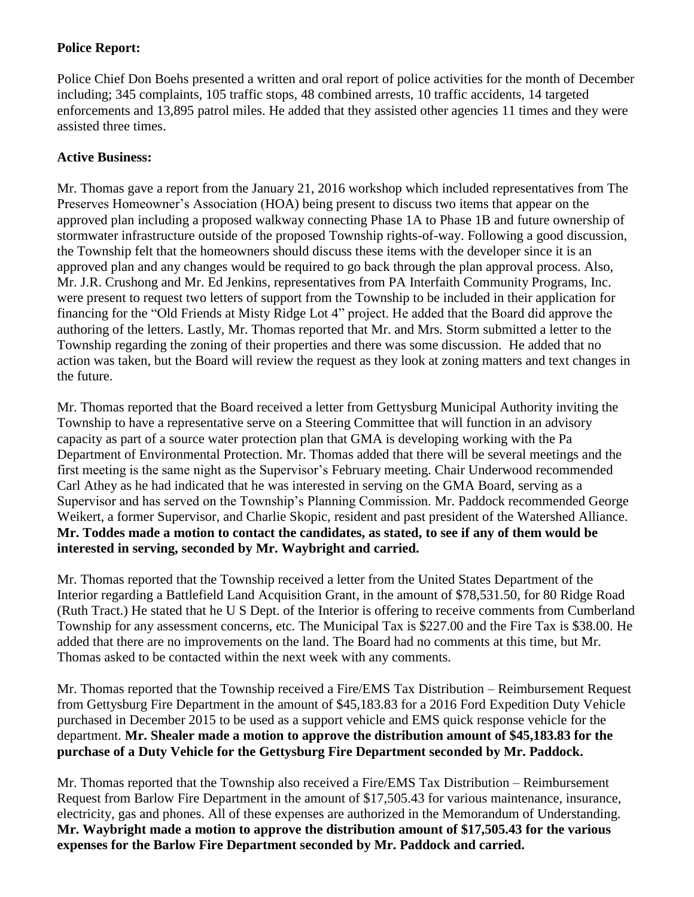**Police Report:**

Police Chief Don Boehs presented a written and oral report of police activities for the month of December including; 345 complaints, 105 traffic stops, 48 combined arrests, 10 traffic accidents, 14 targeted enforcements and 13,895 patrol miles. He added that they assisted other agencies 11 times and they were assisted three times.

**Active Business:**

Mr. Thomas gave a report from the January 21, 2016 workshop which included representatives from The Preserves Homeowner's Association (HOA) being present to discuss two items that appear on the approved plan including a proposed walkway connecting Phase 1A to Phase 1B and future ownership of stormwater infrastructure outside of the proposed Township rights-of-way. Following a good discussion, the Township felt that the homeowners should discuss these items with the developer since it is an approved plan and any changes would be required to go back through the plan approval process. Also, Mr. J.R. Crushong and Mr. Ed Jenkins, representatives from PA Interfaith Community Programs, Inc. were present to request two letters of support from the Township to be included in their application for financing for the "Old Friends at Misty Ridge Lot 4" project. He added that the Board did approve the authoring of the letters. Lastly, Mr. Thomas reported that Mr. and Mrs. Storm submitted a letter to the Township regarding the zoning of their properties and there was some discussion. He added that no action was taken, but the Board will review the request as they look at zoning matters and text changes in the future.

Mr. Thomas reported that the Board received a letter from Gettysburg Municipal Authority inviting the Township to have a representative serve on a Steering Committee that will function in an advisory capacity as part of a source water protection plan that GMA is developing working with the Pa Department of Environmental Protection. Mr. Thomas added that there will be several meetings and the first meeting is the same night as the Supervisor's February meeting. Chair Underwood recommended Carl Athey as he had indicated that he was interested in serving on the GMA Board, serving as a Supervisor and has served on the Township's Planning Commission. Mr. Paddock recommended George Weikert, a former Supervisor, and Charlie Skopic, resident and past president of the Watershed Alliance. **Mr. Toddes made a motion to contact the candidates, as stated, to see if any of them would be interested in serving, seconded by Mr. Waybright and carried.**

Mr. Thomas reported that the Township received a letter from the United States Department of the Interior regarding a Battlefield Land Acquisition Grant, in the amount of $78,531.50, for 80 Ridge Road (Ruth Tract.) He stated that he U S Dept. of the Interior is offering to receive comments from Cumberland Township for any assessment concerns, etc. The Municipal Tax is $227.00 and the Fire Tax is $38.00. He added that there are no improvements on the land. The Board had no comments at this time, but Mr. Thomas asked to be contacted within the next week with any comments.

Mr. Thomas reported that the Township received a Fire/EMS Tax Distribution – Reimbursement Request from Gettysburg Fire Department in the amount of $45,183.83 for a 2016 Ford Expedition Duty Vehicle purchased in December 2015 to be used as a support vehicle and EMS quick response vehicle for the department. **Mr. Shealer made a motion to approve the distribution amount of $45,183.83 for the purchase of a Duty Vehicle for the Gettysburg Fire Department seconded by Mr. Paddock.**

Mr. Thomas reported that the Township also received a Fire/EMS Tax Distribution – Reimbursement Request from Barlow Fire Department in the amount of $17,505.43 for various maintenance, insurance, electricity, gas and phones. All of these expenses are authorized in the Memorandum of Understanding. **Mr. Waybright made a motion to approve the distribution amount of $17,505.43 for the various expenses for the Barlow Fire Department seconded by Mr. Paddock and carried.**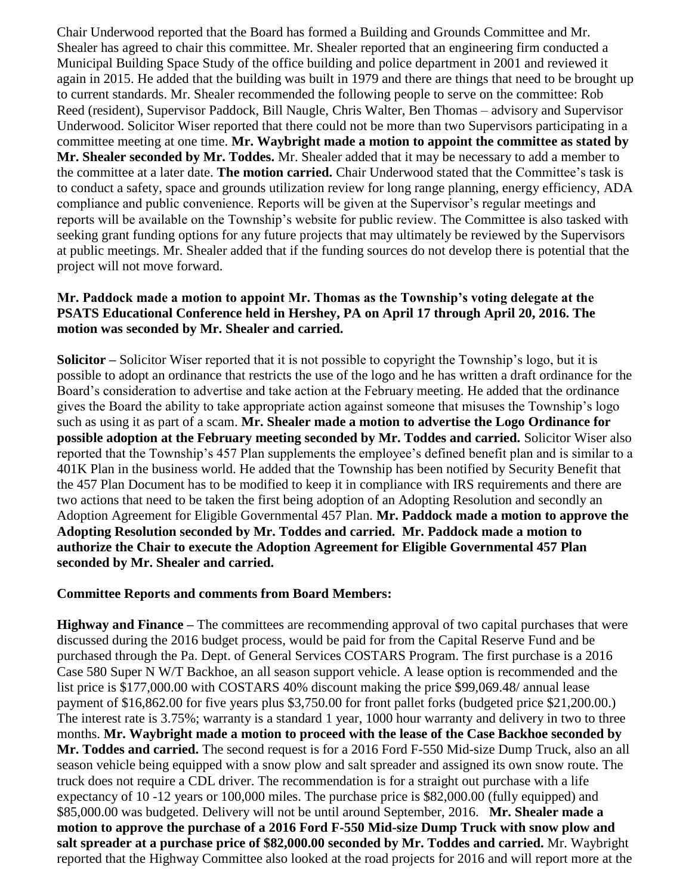Chair Underwood reported that the Board has formed a Building and Grounds Committee and Mr. Shealer has agreed to chair this committee. Mr. Shealer reported that an engineering firm conducted a Municipal Building Space Study of the office building and police department in 2001 and reviewed it again in 2015. He added that the building was built in 1979 and there are things that need to be brought up to current standards. Mr. Shealer recommended the following people to serve on the committee: Rob Reed (resident), Supervisor Paddock, Bill Naugle, Chris Walter, Ben Thomas – advisory and Supervisor Underwood. Solicitor Wiser reported that there could not be more than two Supervisors participating in a committee meeting at one time. **Mr. Waybright made a motion to appoint the committee as stated by Mr. Shealer seconded by Mr. Toddes.** Mr. Shealer added that it may be necessary to add a member to the committee at a later date. **The motion carried.** Chair Underwood stated that the Committee's task is to conduct a safety, space and grounds utilization review for long range planning, energy efficiency, ADA compliance and public convenience. Reports will be given at the Supervisor's regular meetings and reports will be available on the Township's website for public review. The Committee is also tasked with seeking grant funding options for any future projects that may ultimately be reviewed by the Supervisors at public meetings. Mr. Shealer added that if the funding sources do not develop there is potential that the project will not move forward.

**Mr. Paddock made a motion to appoint Mr. Thomas as the Township's voting delegate at the PSATS Educational Conference held in Hershey, PA on April 17 through April 20, 2016. The motion was seconded by Mr. Shealer and carried.**

**Solicitor –** Solicitor Wiser reported that it is not possible to copyright the Township's logo, but it is possible to adopt an ordinance that restricts the use of the logo and he has written a draft ordinance for the Board's consideration to advertise and take action at the February meeting. He added that the ordinance gives the Board the ability to take appropriate action against someone that misuses the Township's logo such as using it as part of a scam. **Mr. Shealer made a motion to advertise the Logo Ordinance for possible adoption at the February meeting seconded by Mr. Toddes and carried.** Solicitor Wiser also reported that the Township's 457 Plan supplements the employee's defined benefit plan and is similar to a 401K Plan in the business world. He added that the Township has been notified by Security Benefit that the 457 Plan Document has to be modified to keep it in compliance with IRS requirements and there are two actions that need to be taken the first being adoption of an Adopting Resolution and secondly an Adoption Agreement for Eligible Governmental 457 Plan. **Mr. Paddock made a motion to approve the Adopting Resolution seconded by Mr. Toddes and carried. Mr. Paddock made a motion to authorize the Chair to execute the Adoption Agreement for Eligible Governmental 457 Plan seconded by Mr. Shealer and carried.**

**Committee Reports and comments from Board Members:**

**Highway and Finance –** The committees are recommending approval of two capital purchases that were discussed during the 2016 budget process, would be paid for from the Capital Reserve Fund and be purchased through the Pa. Dept. of General Services COSTARS Program. The first purchase is a 2016 Case 580 Super N W/T Backhoe, an all season support vehicle. A lease option is recommended and the list price is $177,000.00 with COSTARS 40% discount making the price $99,069.48/ annual lease payment of $16,862.00 for five years plus $3,750.00 for front pallet forks (budgeted price $21,200.00.) The interest rate is 3.75%; warranty is a standard 1 year, 1000 hour warranty and delivery in two to three months. **Mr. Waybright made a motion to proceed with the lease of the Case Backhoe seconded by Mr. Toddes and carried.** The second request is for a 2016 Ford F-550 Mid-size Dump Truck, also an all season vehicle being equipped with a snow plow and salt spreader and assigned its own snow route. The truck does not require a CDL driver. The recommendation is for a straight out purchase with a life expectancy of 10 -12 years or 100,000 miles. The purchase price is $82,000.00 (fully equipped) and $85,000.00 was budgeted. Delivery will not be until around September, 2016. **Mr. Shealer made a motion to approve the purchase of a 2016 Ford F-550 Mid-size Dump Truck with snow plow and salt spreader at a purchase price of $82,000.00 seconded by Mr. Toddes and carried.** Mr. Waybright reported that the Highway Committee also looked at the road projects for 2016 and will report more at the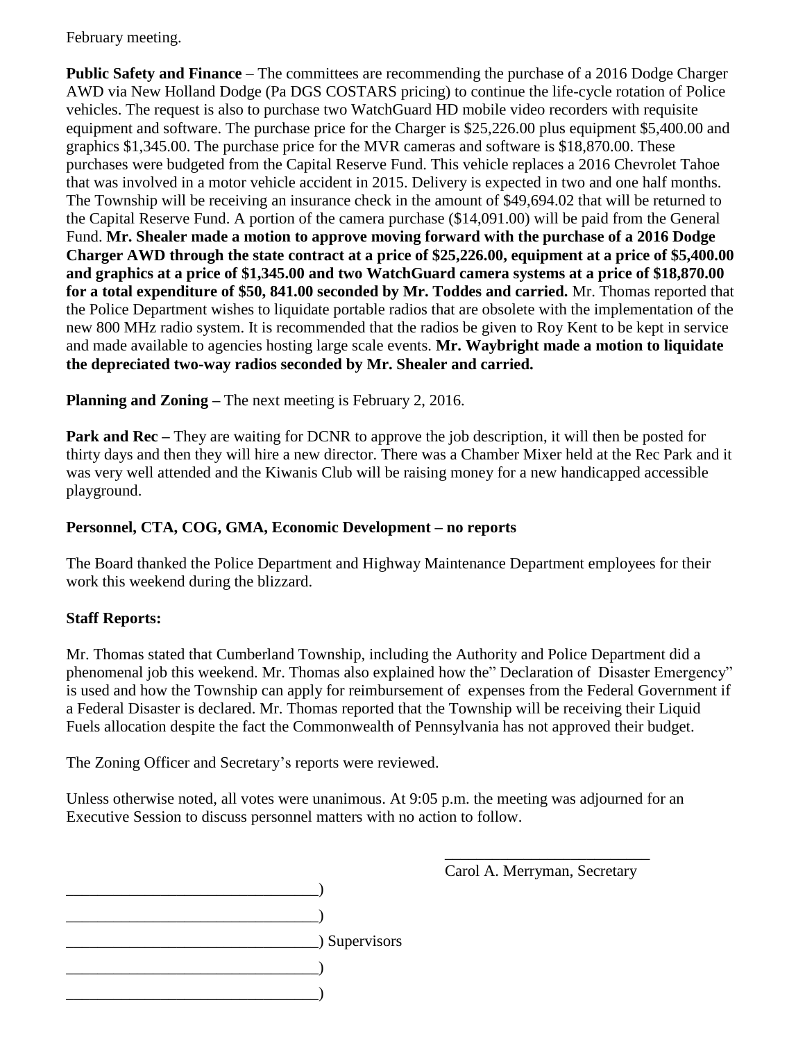February meeting.

**Public Safety and Finance** – The committees are recommending the purchase of a 2016 Dodge Charger AWD via New Holland Dodge (Pa DGS COSTARS pricing) to continue the life-cycle rotation of Police vehicles. The request is also to purchase two WatchGuard HD mobile video recorders with requisite equipment and software. The purchase price for the Charger is $25,226.00 plus equipment $5,400.00 and graphics $1,345.00. The purchase price for the MVR cameras and software is $18,870.00. These purchases were budgeted from the Capital Reserve Fund. This vehicle replaces a 2016 Chevrolet Tahoe that was involved in a motor vehicle accident in 2015. Delivery is expected in two and one half months. The Township will be receiving an insurance check in the amount of $49,694.02 that will be returned to the Capital Reserve Fund. A portion of the camera purchase ($14,091.00) will be paid from the General Fund. **Mr. Shealer made a motion to approve moving forward with the purchase of a 2016 Dodge Charger AWD through the state contract at a price of $25,226.00, equipment at a price of $5,400.00 and graphics at a price of $1,345.00 and two WatchGuard camera systems at a price of $18,870.00 for a total expenditure of $50, 841.00 seconded by Mr. Toddes and carried.** Mr. Thomas reported that the Police Department wishes to liquidate portable radios that are obsolete with the implementation of the new 800 MHz radio system. It is recommended that the radios be given to Roy Kent to be kept in service and made available to agencies hosting large scale events. **Mr. Waybright made a motion to liquidate the depreciated two-way radios seconded by Mr. Shealer and carried.**

**Planning and Zoning –** The next meeting is February 2, 2016.

**Park and Rec –** They are waiting for DCNR to approve the job description, it will then be posted for thirty days and then they will hire a new director. There was a Chamber Mixer held at the Rec Park and it was very well attended and the Kiwanis Club will be raising money for a new handicapped accessible playground.

**Personnel, CTA, COG, GMA, Economic Development – no reports**

The Board thanked the Police Department and Highway Maintenance Department employees for their work this weekend during the blizzard.

**Staff Reports:**

Mr. Thomas stated that Cumberland Township, including the Authority and Police Department did a phenomenal job this weekend. Mr. Thomas also explained how the" Declaration of Disaster Emergency" is used and how the Township can apply for reimbursement of expenses from the Federal Government if a Federal Disaster is declared. Mr. Thomas reported that the Township will be receiving their Liquid Fuels allocation despite the fact the Commonwealth of Pennsylvania has not approved their budget.

The Zoning Officer and Secretary's reports were reviewed.

Unless otherwise noted, all votes were unanimous. At 9:05 p.m. the meeting was adjourned for an Executive Session to discuss personnel matters with no action to follow.

\_\_\_\_\_\_\_\_\_\_\_\_\_\_\_\_\_\_\_\_\_\_\_\_\_\_
Carol A. Merryman, Secretary

\_\_\_\_\_\_\_\_\_\_\_\_\_\_\_\_\_\_\_\_\_\_\_\_\_\_\_\_\_\_)
\_\_\_\_\_\_\_\_\_\_\_\_\_\_\_\_\_\_\_\_\_\_\_\_\_\_\_\_\_\_)
\_\_\_\_\_\_\_\_\_\_\_\_\_\_\_\_\_\_\_\_\_\_\_\_\_\_\_\_\_\_) Supervisors
\_\_\_\_\_\_\_\_\_\_\_\_\_\_\_\_\_\_\_\_\_\_\_\_\_\_\_\_\_\_)
\_\_\_\_\_\_\_\_\_\_\_\_\_\_\_\_\_\_\_\_\_\_\_\_\_\_\_\_\_\_)